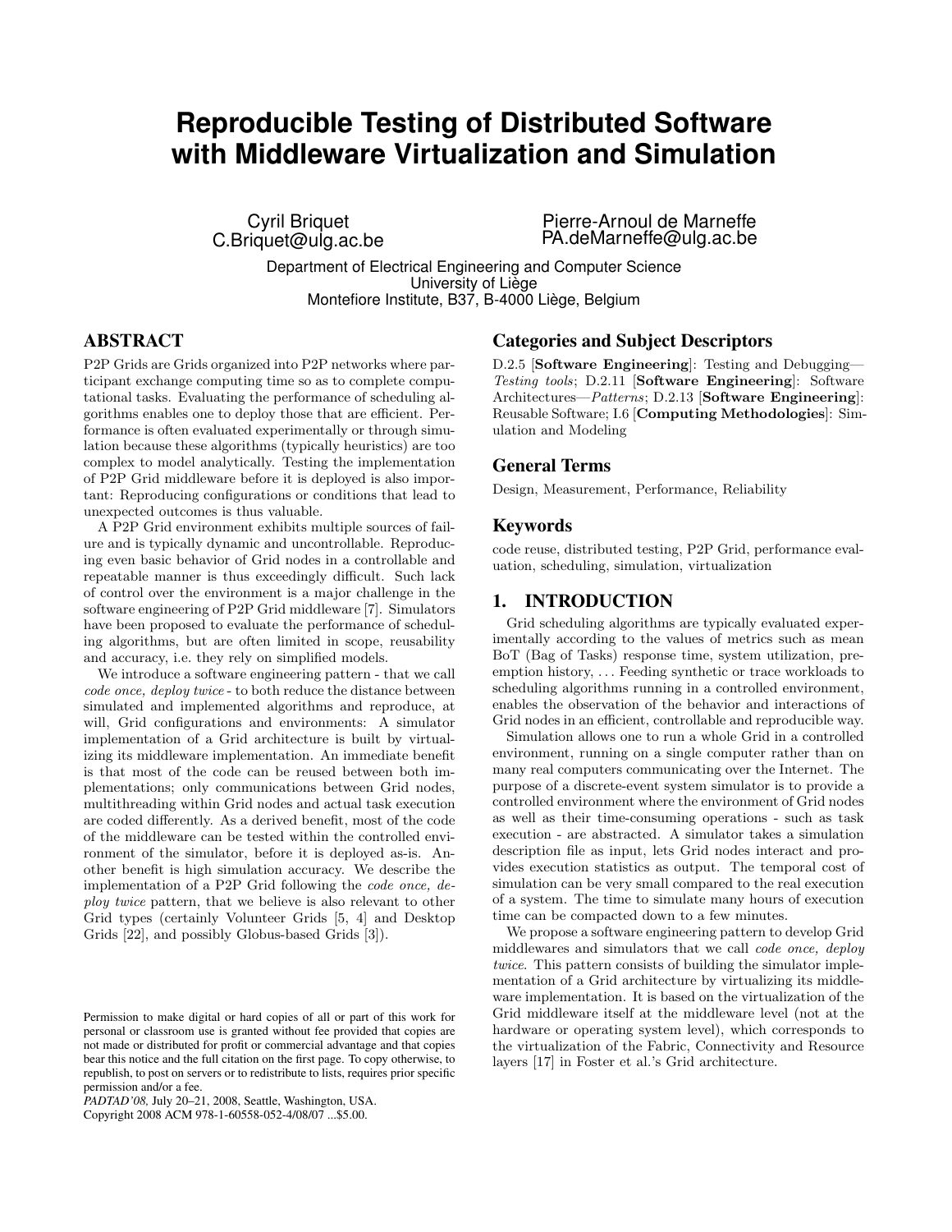# Reproducible Testing of Distributed Software with Middleware Virtualization and Simulation

Cyril Briquet
C.Briquet@ulg.ac.be

Pierre-Arnoul de Marneffe
PA.deMarneffe@ulg.ac.be

Department of Electrical Engineering and Computer Science
University of Liège
Montefiore Institute, B37, B-4000 Liège, Belgium

## ABSTRACT

P2P Grids are Grids organized into P2P networks where participant exchange computing time so as to complete computational tasks. Evaluating the performance of scheduling algorithms enables one to deploy those that are efficient. Performance is often evaluated experimentally or through simulation because these algorithms (typically heuristics) are too complex to model analytically. Testing the implementation of P2P Grid middleware before it is deployed is also important: Reproducing configurations or conditions that lead to unexpected outcomes is thus valuable.

A P2P Grid environment exhibits multiple sources of failure and is typically dynamic and uncontrollable. Reproducing even basic behavior of Grid nodes in a controllable and repeatable manner is thus exceedingly difficult. Such lack of control over the environment is a major challenge in the software engineering of P2P Grid middleware [7]. Simulators have been proposed to evaluate the performance of scheduling algorithms, but are often limited in scope, reusability and accuracy, i.e. they rely on simplified models.

We introduce a software engineering pattern - that we call *code once, deploy twice* - to both reduce the distance between simulated and implemented algorithms and reproduce, at will, Grid configurations and environments: A simulator implementation of a Grid architecture is built by virtualizing its middleware implementation. An immediate benefit is that most of the code can be reused between both implementations; only communications between Grid nodes, multithreading within Grid nodes and actual task execution are coded differently. As a derived benefit, most of the code of the middleware can be tested within the controlled environment of the simulator, before it is deployed as-is. Another benefit is high simulation accuracy. We describe the implementation of a P2P Grid following the *code once, deploy twice* pattern, that we believe is also relevant to other Grid types (certainly Volunteer Grids [5, 4] and Desktop Grids [22], and possibly Globus-based Grids [3]).

Permission to make digital or hard copies of all or part of this work for personal or classroom use is granted without fee provided that copies are not made or distributed for profit or commercial advantage and that copies bear this notice and the full citation on the first page. To copy otherwise, to republish, to post on servers or to redistribute to lists, requires prior specific permission and/or a fee.
*PADTAD'08*, July 20–21, 2008, Seattle, Washington, USA.
Copyright 2008 ACM 978-1-60558-052-4/08/07 ...$5.00.

## Categories and Subject Descriptors

D.2.5 [**Software Engineering**]: Testing and Debugging—*Testing tools*; D.2.11 [**Software Engineering**]: Software Architectures—*Patterns*; D.2.13 [**Software Engineering**]: Reusable Software; I.6 [**Computing Methodologies**]: Simulation and Modeling

## General Terms

Design, Measurement, Performance, Reliability

## Keywords

code reuse, distributed testing, P2P Grid, performance evaluation, scheduling, simulation, virtualization

## 1. INTRODUCTION

Grid scheduling algorithms are typically evaluated experimentally according to the values of metrics such as mean BoT (Bag of Tasks) response time, system utilization, preemption history, ... Feeding synthetic or trace workloads to scheduling algorithms running in a controlled environment, enables the observation of the behavior and interactions of Grid nodes in an efficient, controllable and reproducible way.

Simulation allows one to run a whole Grid in a controlled environment, running on a single computer rather than on many real computers communicating over the Internet. The purpose of a discrete-event system simulator is to provide a controlled environment where the environment of Grid nodes as well as their time-consuming operations - such as task execution - are abstracted. A simulator takes a simulation description file as input, lets Grid nodes interact and provides execution statistics as output. The temporal cost of simulation can be very small compared to the real execution of a system. The time to simulate many hours of execution time can be compacted down to a few minutes.

We propose a software engineering pattern to develop Grid middlewares and simulators that we call *code once, deploy twice*. This pattern consists of building the simulator implementation of a Grid architecture by virtualizing its middleware implementation. It is based on the virtualization of the Grid middleware itself at the middleware level (not at the hardware or operating system level), which corresponds to the virtualization of the Fabric, Connectivity and Resource layers [17] in Foster et al.'s Grid architecture.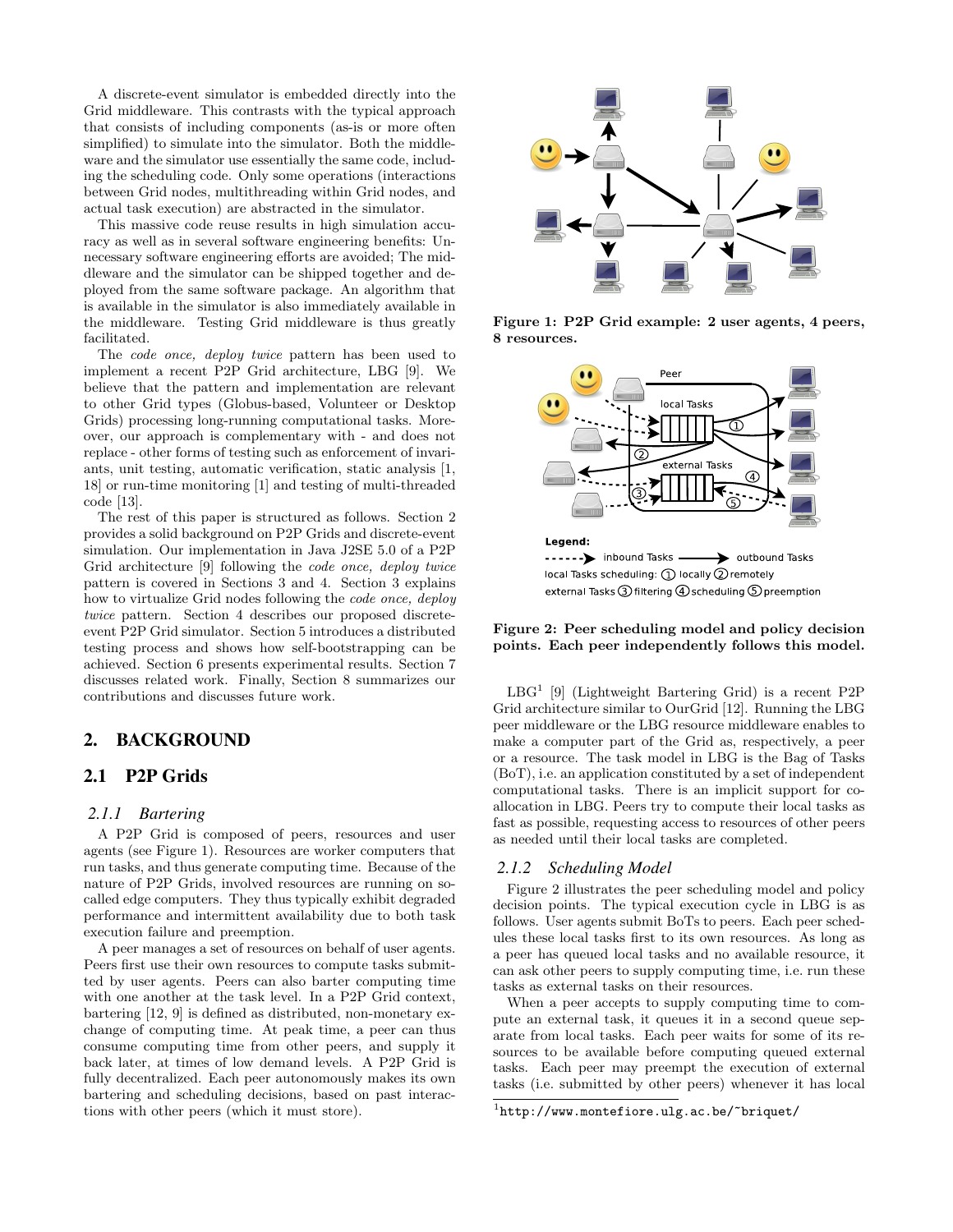A discrete-event simulator is embedded directly into the Grid middleware. This contrasts with the typical approach that consists of including components (as-is or more often simplified) to simulate into the simulator. Both the middleware and the simulator use essentially the same code, including the scheduling code. Only some operations (interactions between Grid nodes, multithreading within Grid nodes, and actual task execution) are abstracted in the simulator.

This massive code reuse results in high simulation accuracy as well as in several software engineering benefits: Unnecessary software engineering efforts are avoided; The middleware and the simulator can be shipped together and deployed from the same software package. An algorithm that is available in the simulator is also immediately available in the middleware. Testing Grid middleware is thus greatly facilitated.

The *code once, deploy twice* pattern has been used to implement a recent P2P Grid architecture, LBG [9]. We believe that the pattern and implementation are relevant to other Grid types (Globus-based, Volunteer or Desktop Grids) processing long-running computational tasks. Moreover, our approach is complementary with - and does not replace - other forms of testing such as enforcement of invariants, unit testing, automatic verification, static analysis [1, 18] or run-time monitoring [1] and testing of multi-threaded code [13].

The rest of this paper is structured as follows. Section 2 provides a solid background on P2P Grids and discrete-event simulation. Our implementation in Java J2SE 5.0 of a P2P Grid architecture [9] following the *code once, deploy twice* pattern is covered in Sections 3 and 4. Section 3 explains how to virtualize Grid nodes following the *code once, deploy twice* pattern. Section 4 describes our proposed discrete-event P2P Grid simulator. Section 5 introduces a distributed testing process and shows how self-bootstrapping can be achieved. Section 6 presents experimental results. Section 7 discusses related work. Finally, Section 8 summarizes our contributions and discusses future work.

## 2. BACKGROUND

### 2.1 P2P Grids

#### 2.1.1 Bartering

A P2P Grid is composed of peers, resources and user agents (see Figure 1). Resources are worker computers that run tasks, and thus generate computing time. Because of the nature of P2P Grids, involved resources are running on so-called edge computers. They thus typically exhibit degraded performance and intermittent availability due to both task execution failure and preemption.

A peer manages a set of resources on behalf of user agents. Peers first use their own resources to compute tasks submitted by user agents. Peers can also barter computing time with one another at the task level. In a P2P Grid context, bartering [12, 9] is defined as distributed, non-monetary exchange of computing time. At peak time, a peer can thus consume computing time from other peers, and supply it back later, at times of low demand levels. A P2P Grid is fully decentralized. Each peer autonomously makes its own bartering and scheduling decisions, based on past interactions with other peers (which it must store).

**Figure 1: P2P Grid example: 2 user agents, 4 peers, 8 resources.**

**Figure 2: Peer scheduling model and policy decision points. Each peer independently follows this model.**

LBG[1] [9] (Lightweight Bartering Grid) is a recent P2P Grid architecture similar to OurGrid [12]. Running the LBG peer middleware or the LBG resource middleware enables to make a computer part of the Grid as, respectively, a peer or a resource. The task model in LBG is the Bag of Tasks (BoT), i.e. an application constituted by a set of independent computational tasks. There is an implicit support for co-allocation in LBG. Peers try to compute their local tasks as fast as possible, requesting access to resources of other peers as needed until their local tasks are completed.

#### 2.1.2 Scheduling Model

Figure 2 illustrates the peer scheduling model and policy decision points. The typical execution cycle in LBG is as follows. User agents submit BoTs to peers. Each peer schedules these local tasks first to its own resources. As long as a peer has queued local tasks and no available resource, it can ask other peers to supply computing time, i.e. run these tasks as external tasks on their resources.

When a peer accepts to supply computing time to compute an external task, it queues it in a second queue separate from local tasks. Each peer waits for some of its resources to be available before computing queued external tasks. Each peer may preempt the execution of external tasks (i.e. submitted by other peers) whenever it has local

[1] http://www.montefiore.ulg.ac.be/~briquet/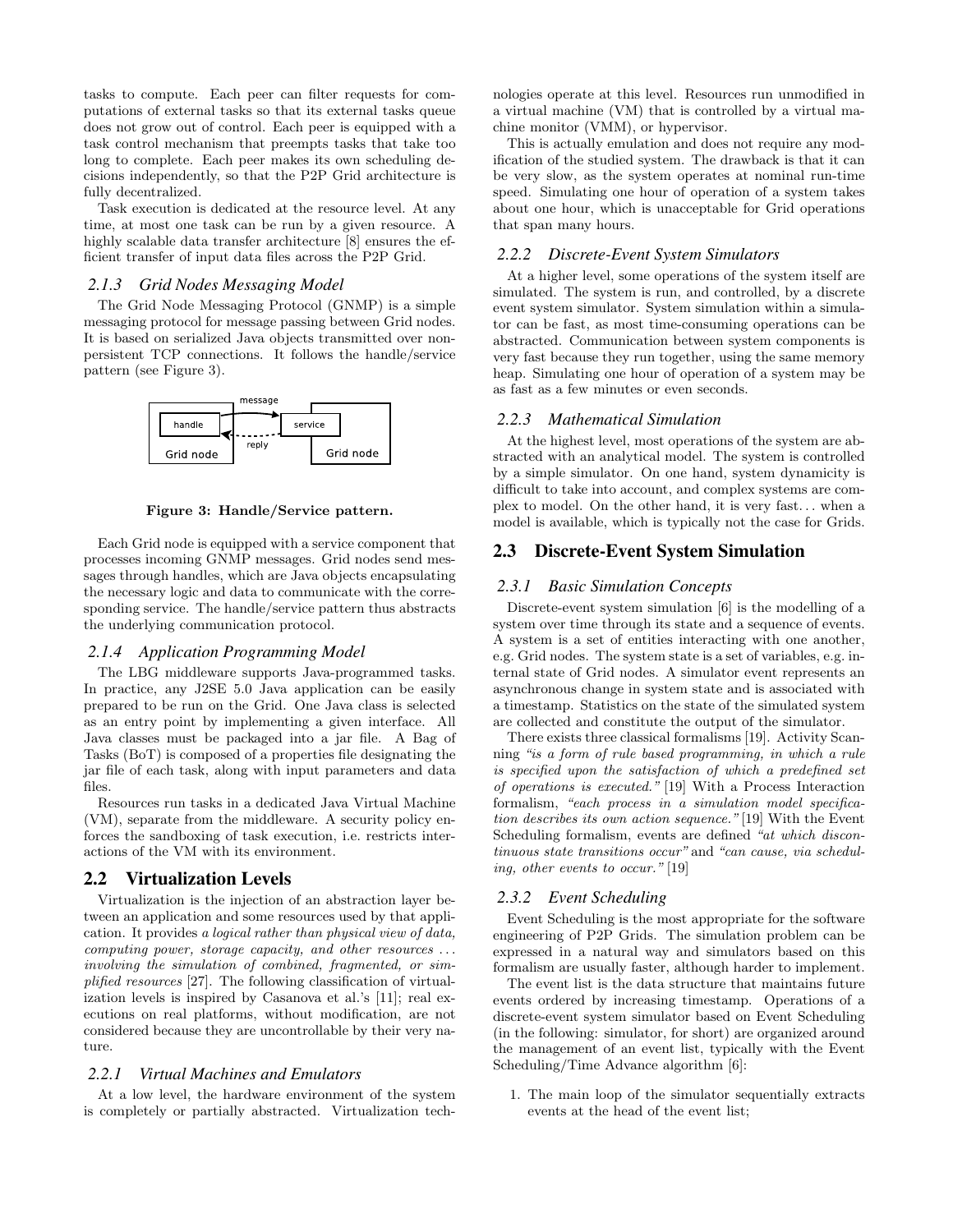tasks to compute. Each peer can filter requests for computations of external tasks so that its external tasks queue does not grow out of control. Each peer is equipped with a task control mechanism that preempts tasks that take too long to complete. Each peer makes its own scheduling decisions independently, so that the P2P Grid architecture is fully decentralized.

Task execution is dedicated at the resource level. At any time, at most one task can be run by a given resource. A highly scalable data transfer architecture [8] ensures the efficient transfer of input data files across the P2P Grid.

### 2.1.3 Grid Nodes Messaging Model

The Grid Node Messaging Protocol (GNMP) is a simple messaging protocol for message passing between Grid nodes. It is based on serialized Java objects transmitted over non-persistent TCP connections. It follows the handle/service pattern (see Figure 3).

**Figure 3: Handle/Service pattern.**

Each Grid node is equipped with a service component that processes incoming GNMP messages. Grid nodes send messages through handles, which are Java objects encapsulating the necessary logic and data to communicate with the corresponding service. The handle/service pattern thus abstracts the underlying communication protocol.

### 2.1.4 Application Programming Model

The LBG middleware supports Java-programmed tasks. In practice, any J2SE 5.0 Java application can be easily prepared to be run on the Grid. One Java class is selected as an entry point by implementing a given interface. All Java classes must be packaged into a jar file. A Bag of Tasks (BoT) is composed of a properties file designating the jar file of each task, along with input parameters and data files.

Resources run tasks in a dedicated Java Virtual Machine (VM), separate from the middleware. A security policy enforces the sandboxing of task execution, i.e. restricts interactions of the VM with its environment.

## 2.2 Virtualization Levels

Virtualization is the injection of an abstraction layer between an application and some resources used by that application. It provides *a logical rather than physical view of data, computing power, storage capacity, and other resources ... involving the simulation of combined, fragmented, or simplified resources* [27]. The following classification of virtualization levels is inspired by Casanova et al.'s [11]; real executions on real platforms, without modification, are not considered because they are uncontrollable by their very nature.

### 2.2.1 Virtual Machines and Emulators

At a low level, the hardware environment of the system is completely or partially abstracted. Virtualization technologies operate at this level. Resources run unmodified in a virtual machine (VM) that is controlled by a virtual machine monitor (VMM), or hypervisor.

This is actually emulation and does not require any modification of the studied system. The drawback is that it can be very slow, as the system operates at nominal run-time speed. Simulating one hour of operation of a system takes about one hour, which is unacceptable for Grid operations that span many hours.

### 2.2.2 Discrete-Event System Simulators

At a higher level, some operations of the system itself are simulated. The system is run, and controlled, by a discrete event system simulator. System simulation within a simulator can be fast, as most time-consuming operations can be abstracted. Communication between system components is very fast because they run together, using the same memory heap. Simulating one hour of operation of a system may be as fast as a few minutes or even seconds.

### 2.2.3 Mathematical Simulation

At the highest level, most operations of the system are abstracted with an analytical model. The system is controlled by a simple simulator. On one hand, system dynamicity is difficult to take into account, and complex systems are complex to model. On the other hand, it is very fast... when a model is available, which is typically not the case for Grids.

## 2.3 Discrete-Event System Simulation

### 2.3.1 Basic Simulation Concepts

Discrete-event system simulation [6] is the modelling of a system over time through its state and a sequence of events. A system is a set of entities interacting with one another, e.g. Grid nodes. The system state is a set of variables, e.g. internal state of Grid nodes. A simulator event represents an asynchronous change in system state and is associated with a timestamp. Statistics on the state of the simulated system are collected and constitute the output of the simulator.

There exists three classical formalisms [19]. Activity Scanning *"is a form of rule based programming, in which a rule is specified upon the satisfaction of which a predefined set of operations is executed."* [19] With a Process Interaction formalism, *"each process in a simulation model specification describes its own action sequence."* [19] With the Event Scheduling formalism, events are defined *"at which discontinuous state transitions occur"* and *"can cause, via scheduling, other events to occur."* [19]

### 2.3.2 Event Scheduling

Event Scheduling is the most appropriate for the software engineering of P2P Grids. The simulation problem can be expressed in a natural way and simulators based on this formalism are usually faster, although harder to implement.

The event list is the data structure that maintains future events ordered by increasing timestamp. Operations of a discrete-event system simulator based on Event Scheduling (in the following: simulator, for short) are organized around the management of an event list, typically with the Event Scheduling/Time Advance algorithm [6]:

1. The main loop of the simulator sequentially extracts events at the head of the event list;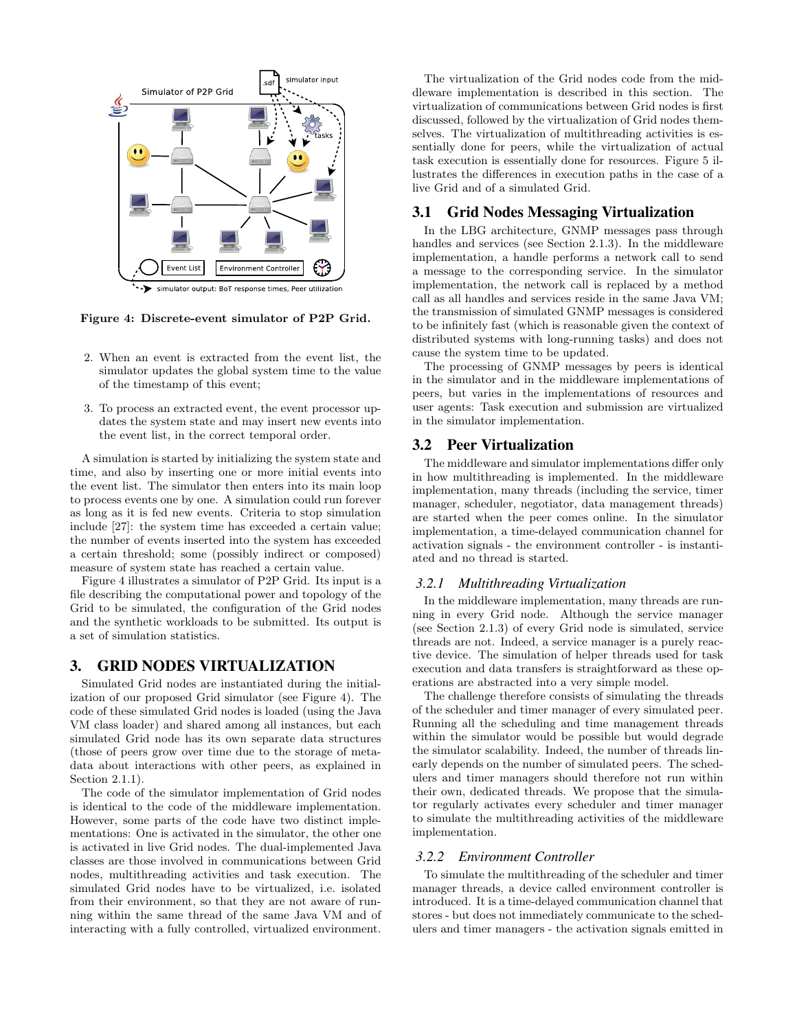Figure 4: Discrete-event simulator of P2P Grid.

2. When an event is extracted from the event list, the simulator updates the global system time to the value of the timestamp of this event;
3. To process an extracted event, the event processor updates the system state and may insert new events into the event list, in the correct temporal order.

A simulation is started by initializing the system state and time, and also by inserting one or more initial events into the event list. The simulator then enters into its main loop to process events one by one. A simulation could run forever as long as it is fed new events. Criteria to stop simulation include [27]: the system time has exceeded a certain value; the number of events inserted into the system has exceeded a certain threshold; some (possibly indirect or composed) measure of system state has reached a certain value.

Figure 4 illustrates a simulator of P2P Grid. Its input is a file describing the computational power and topology of the Grid to be simulated, the configuration of the Grid nodes and the synthetic workloads to be submitted. Its output is a set of simulation statistics.

# 3. GRID NODES VIRTUALIZATION

Simulated Grid nodes are instantiated during the initialization of our proposed Grid simulator (see Figure 4). The code of these simulated Grid nodes is loaded (using the Java VM class loader) and shared among all instances, but each simulated Grid node has its own separate data structures (those of peers grow over time due to the storage of metadata about interactions with other peers, as explained in Section 2.1.1).

The code of the simulator implementation of Grid nodes is identical to the code of the middleware implementation. However, some parts of the code have two distinct implementations: One is activated in the simulator, the other one is activated in live Grid nodes. The dual-implemented Java classes are those involved in communications between Grid nodes, multithreading activities and task execution. The simulated Grid nodes have to be virtualized, i.e. isolated from their environment, so that they are not aware of running within the same thread of the same Java VM and of interacting with a fully controlled, virtualized environment.

The virtualization of the Grid nodes code from the middleware implementation is described in this section. The virtualization of communications between Grid nodes is first discussed, followed by the virtualization of Grid nodes themselves. The virtualization of multithreading activities is essentially done for peers, while the virtualization of actual task execution is essentially done for resources. Figure 5 illustrates the differences in execution paths in the case of a live Grid and of a simulated Grid.

## 3.1 Grid Nodes Messaging Virtualization

In the LBG architecture, GNMP messages pass through handles and services (see Section 2.1.3). In the middleware implementation, a handle performs a network call to send a message to the corresponding service. In the simulator implementation, the network call is replaced by a method call as all handles and services reside in the same Java VM; the transmission of simulated GNMP messages is considered to be infinitely fast (which is reasonable given the context of distributed systems with long-running tasks) and does not cause the system time to be updated.

The processing of GNMP messages by peers is identical in the simulator and in the middleware implementations of peers, but varies in the implementations of resources and user agents: Task execution and submission are virtualized in the simulator implementation.

## 3.2 Peer Virtualization

The middleware and simulator implementations differ only in how multithreading is implemented. In the middleware implementation, many threads (including the service, timer manager, scheduler, negotiator, data management threads) are started when the peer comes online. In the simulator implementation, a time-delayed communication channel for activation signals - the environment controller - is instantiated and no thread is started.

### 3.2.1 Multithreading Virtualization

In the middleware implementation, many threads are running in every Grid node. Although the service manager (see Section 2.1.3) of every Grid node is simulated, service threads are not. Indeed, a service manager is a purely reactive device. The simulation of helper threads used for task execution and data transfers is straightforward as these operations are abstracted into a very simple model.

The challenge therefore consists of simulating the threads of the scheduler and timer manager of every simulated peer. Running all the scheduling and time management threads within the simulator would be possible but would degrade the simulator scalability. Indeed, the number of threads linearly depends on the number of simulated peers. The schedulers and timer managers should therefore not run within their own, dedicated threads. We propose that the simulator regularly activates every scheduler and timer manager to simulate the multithreading activities of the middleware implementation.

### 3.2.2 Environment Controller

To simulate the multithreading of the scheduler and timer manager threads, a device called environment controller is introduced. It is a time-delayed communication channel that stores - but does not immediately communicate to the schedulers and timer managers - the activation signals emitted in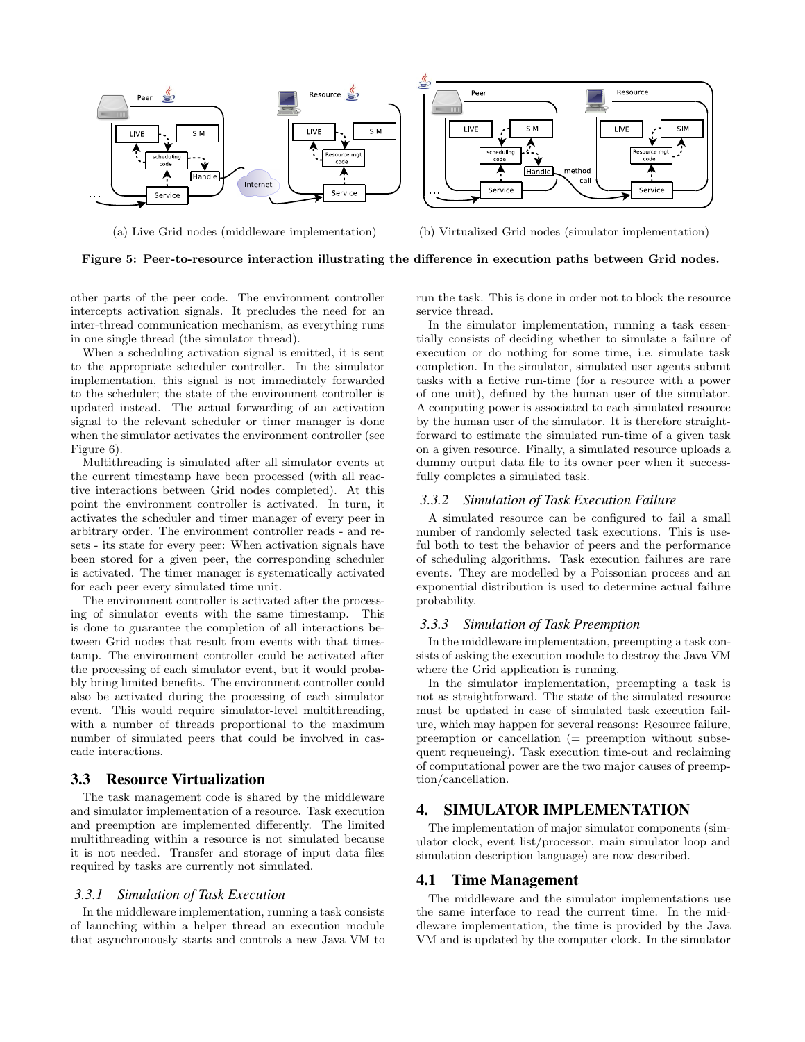(a) Live Grid nodes (middleware implementation)

(b) Virtualized Grid nodes (simulator implementation)

**Figure 5: Peer-to-resource interaction illustrating the difference in execution paths between Grid nodes.**

other parts of the peer code. The environment controller intercepts activation signals. It precludes the need for an inter-thread communication mechanism, as everything runs in one single thread (the simulator thread).

When a scheduling activation signal is emitted, it is sent to the appropriate scheduler controller. In the simulator implementation, this signal is not immediately forwarded to the scheduler; the state of the environment controller is updated instead. The actual forwarding of an activation signal to the relevant scheduler or timer manager is done when the simulator activates the environment controller (see Figure 6).

Multithreading is simulated after all simulator events at the current timestamp have been processed (with all reactive interactions between Grid nodes completed). At this point the environment controller is activated. In turn, it activates the scheduler and timer manager of every peer in arbitrary order. The environment controller reads - and resets - its state for every peer: When activation signals have been stored for a given peer, the corresponding scheduler is activated. The timer manager is systematically activated for each peer every simulated time unit.

The environment controller is activated after the processing of simulator events with the same timestamp. This is done to guarantee the completion of all interactions between Grid nodes that result from events with that timestamp. The environment controller could be activated after the processing of each simulator event, but it would probably bring limited benefits. The environment controller could also be activated during the processing of each simulator event. This would require simulator-level multithreading, with a number of threads proportional to the maximum number of simulated peers that could be involved in cascade interactions.

## 3.3 Resource Virtualization

The task management code is shared by the middleware and simulator implementation of a resource. Task execution and preemption are implemented differently. The limited multithreading within a resource is not simulated because it is not needed. Transfer and storage of input data files required by tasks are currently not simulated.

### 3.3.1 Simulation of Task Execution

In the middleware implementation, running a task consists of launching within a helper thread an execution module that asynchronously starts and controls a new Java VM to run the task. This is done in order not to block the resource service thread.

In the simulator implementation, running a task essentially consists of deciding whether to simulate a failure of execution or do nothing for some time, i.e. simulate task completion. In the simulator, simulated user agents submit tasks with a fictive run-time (for a resource with a power of one unit), defined by the human user of the simulator. A computing power is associated to each simulated resource by the human user of the simulator. It is therefore straightforward to estimate the simulated run-time of a given task on a given resource. Finally, a simulated resource uploads a dummy output data file to its owner peer when it successfully completes a simulated task.

### 3.3.2 Simulation of Task Execution Failure

A simulated resource can be configured to fail a small number of randomly selected task executions. This is useful both to test the behavior of peers and the performance of scheduling algorithms. Task execution failures are rare events. They are modelled by a Poissonian process and an exponential distribution is used to determine actual failure probability.

### 3.3.3 Simulation of Task Preemption

In the middleware implementation, preempting a task consists of asking the execution module to destroy the Java VM where the Grid application is running.

In the simulator implementation, preempting a task is not as straightforward. The state of the simulated resource must be updated in case of simulated task execution failure, which may happen for several reasons: Resource failure, preemption or cancellation (= preemption without subsequent requeueing). Task execution time-out and reclaiming of computational power are the two major causes of preemption/cancellation.

# 4. SIMULATOR IMPLEMENTATION

The implementation of major simulator components (simulator clock, event list/processor, main simulator loop and simulation description language) are now described.

## 4.1 Time Management

The middleware and the simulator implementations use the same interface to read the current time. In the middleware implementation, the time is provided by the Java VM and is updated by the computer clock. In the simulator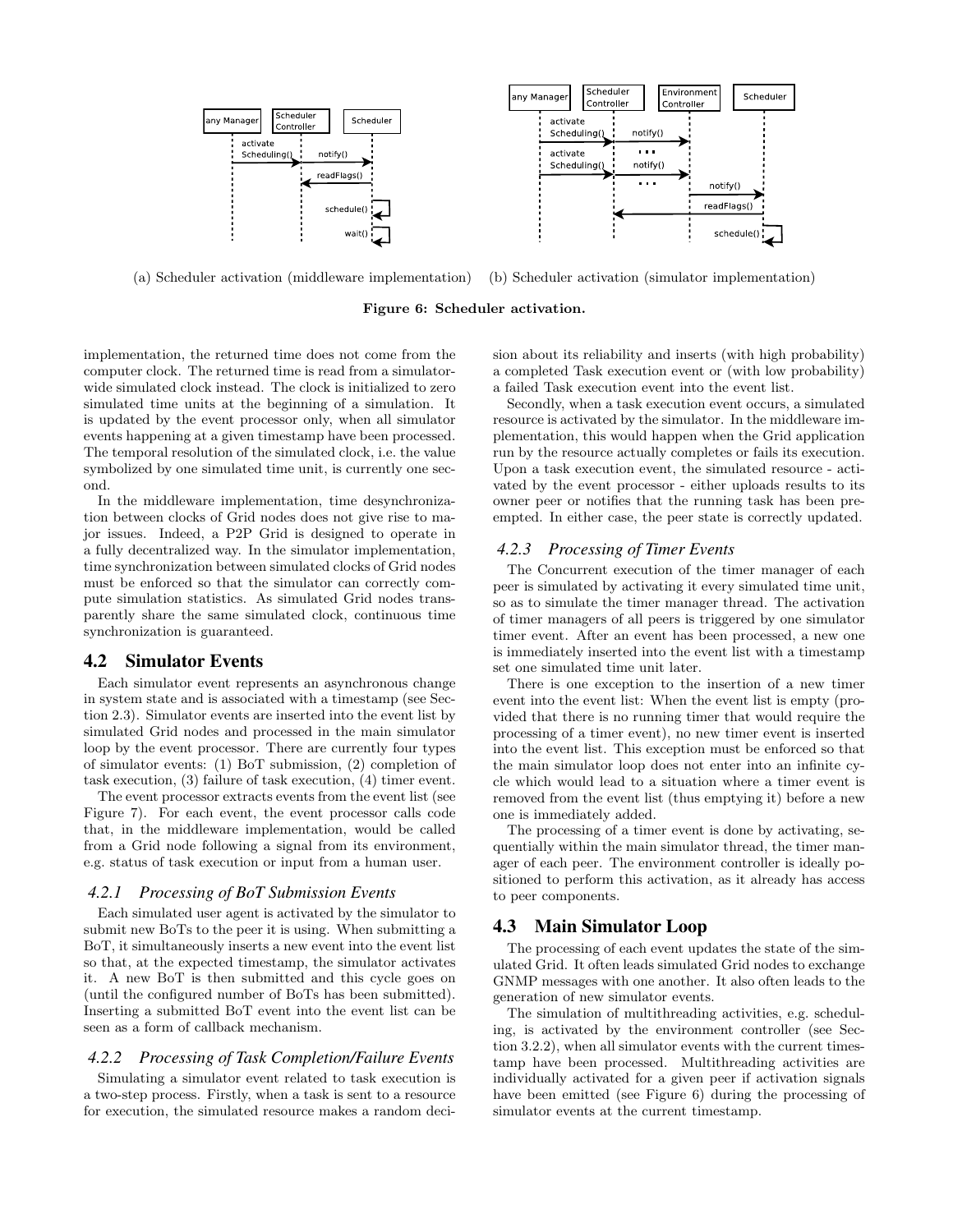(a) Scheduler activation (middleware implementation) (b) Scheduler activation (simulator implementation)

**Figure 6: Scheduler activation.**

implementation, the returned time does not come from the computer clock. The returned time is read from a simulator-wide simulated clock instead. The clock is initialized to zero simulated time units at the beginning of a simulation. It is updated by the event processor only, when all simulator events happening at a given timestamp have been processed. The temporal resolution of the simulated clock, i.e. the value symbolized by one simulated time unit, is currently one second.

In the middleware implementation, time desynchronization between clocks of Grid nodes does not give rise to major issues. Indeed, a P2P Grid is designed to operate in a fully decentralized way. In the simulator implementation, time synchronization between simulated clocks of Grid nodes must be enforced so that the simulator can correctly compute simulation statistics. As simulated Grid nodes transparently share the same simulated clock, continuous time synchronization is guaranteed.

## 4.2 Simulator Events

Each simulator event represents an asynchronous change in system state and is associated with a timestamp (see Section 2.3). Simulator events are inserted into the event list by simulated Grid nodes and processed in the main simulator loop by the event processor. There are currently four types of simulator events: (1) BoT submission, (2) completion of task execution, (3) failure of task execution, (4) timer event.

The event processor extracts events from the event list (see Figure 7). For each event, the event processor calls code that, in the middleware implementation, would be called from a Grid node following a signal from its environment, e.g. status of task execution or input from a human user.

### *4.2.1 Processing of BoT Submission Events*

Each simulated user agent is activated by the simulator to submit new BoTs to the peer it is using. When submitting a BoT, it simultaneously inserts a new event into the event list so that, at the expected timestamp, the simulator activates it. A new BoT is then submitted and this cycle goes on (until the configured number of BoTs has been submitted). Inserting a submitted BoT event into the event list can be seen as a form of callback mechanism.

### *4.2.2 Processing of Task Completion/Failure Events*

Simulating a simulator event related to task execution is a two-step process. Firstly, when a task is sent to a resource for execution, the simulated resource makes a random decision about its reliability and inserts (with high probability) a completed Task execution event or (with low probability) a failed Task execution event into the event list.

Secondly, when a task execution event occurs, a simulated resource is activated by the simulator. In the middleware implementation, this would happen when the Grid application run by the resource actually completes or fails its execution. Upon a task execution event, the simulated resource - activated by the event processor - either uploads results to its owner peer or notifies that the running task has been preempted. In either case, the peer state is correctly updated.

### *4.2.3 Processing of Timer Events*

The Concurrent execution of the timer manager of each peer is simulated by activating it every simulated time unit, so as to simulate the timer manager thread. The activation of timer managers of all peers is triggered by one simulator timer event. After an event has been processed, a new one is immediately inserted into the event list with a timestamp set one simulated time unit later.

There is one exception to the insertion of a new timer event into the event list: When the event list is empty (provided that there is no running timer that would require the processing of a timer event), no new timer event is inserted into the event list. This exception must be enforced so that the main simulator loop does not enter into an infinite cycle which would lead to a situation where a timer event is removed from the event list (thus emptying it) before a new one is immediately added.

The processing of a timer event is done by activating, sequentially within the main simulator thread, the timer manager of each peer. The environment controller is ideally positioned to perform this activation, as it already has access to peer components.

## 4.3 Main Simulator Loop

The processing of each event updates the state of the simulated Grid. It often leads simulated Grid nodes to exchange GNMP messages with one another. It also often leads to the generation of new simulator events.

The simulation of multithreading activities, e.g. scheduling, is activated by the environment controller (see Section 3.2.2), when all simulator events with the current timestamp have been processed. Multithreading activities are individually activated for a given peer if activation signals have been emitted (see Figure 6) during the processing of simulator events at the current timestamp.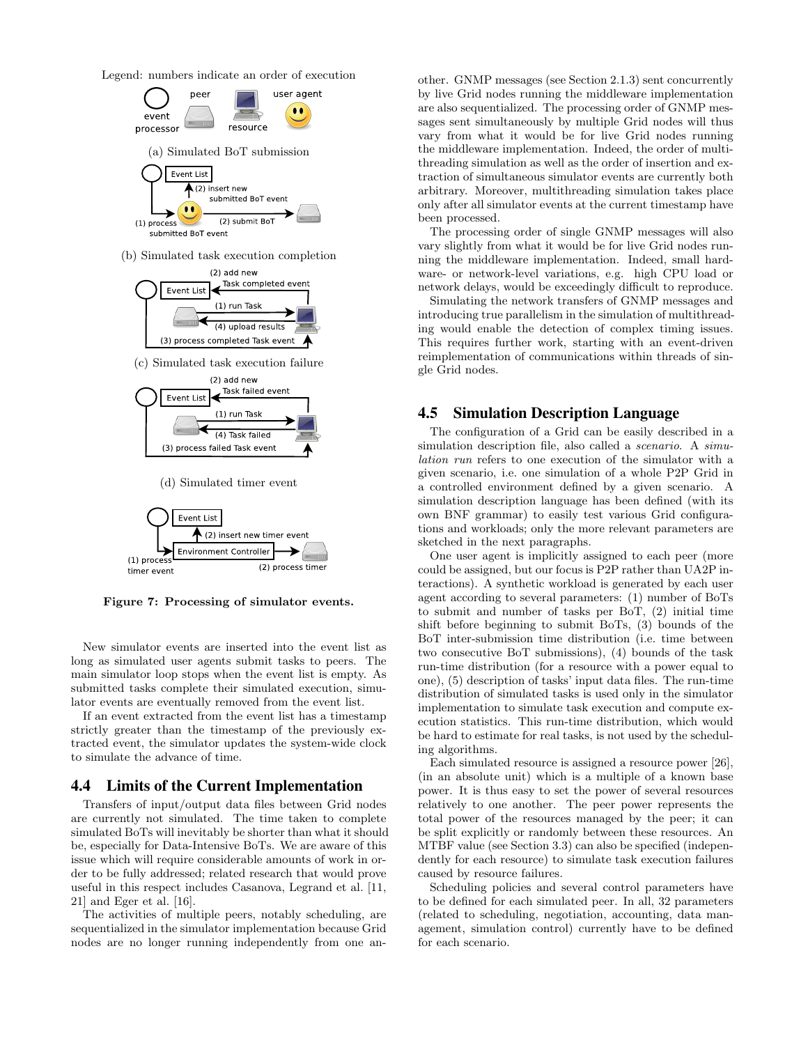Legend: numbers indicate an order of execution

(a) Simulated BoT submission

(b) Simulated task execution completion

(c) Simulated task execution failure

(d) Simulated timer event

**Figure 7: Processing of simulator events.**

New simulator events are inserted into the event list as long as simulated user agents submit tasks to peers. The main simulator loop stops when the event list is empty. As submitted tasks complete their simulated execution, simulator events are eventually removed from the event list.

If an event extracted from the event list has a timestamp strictly greater than the timestamp of the previously extracted event, the simulator updates the system-wide clock to simulate the advance of time.

## 4.4 Limits of the Current Implementation

Transfers of input/output data files between Grid nodes are currently not simulated. The time taken to complete simulated BoTs will inevitably be shorter than what it should be, especially for Data-Intensive BoTs. We are aware of this issue which will require considerable amounts of work in order to be fully addressed; related research that would prove useful in this respect includes Casanova, Legrand et al. [11, 21] and Eger et al. [16].

The activities of multiple peers, notably scheduling, are sequentialized in the simulator implementation because Grid nodes are no longer running independently from one another. GNMP messages (see Section 2.1.3) sent concurrently by live Grid nodes running the middleware implementation are also sequentialized. The processing order of GNMP messages sent simultaneously by multiple Grid nodes will thus vary from what it would be for live Grid nodes running the middleware implementation. Indeed, the order of multithreading simulation as well as the order of insertion and extraction of simultaneous simulator events are currently both arbitrary. Moreover, multithreading simulation takes place only after all simulator events at the current timestamp have been processed.

The processing order of single GNMP messages will also vary slightly from what it would be for live Grid nodes running the middleware implementation. Indeed, small hardware- or network-level variations, e.g. high CPU load or network delays, would be exceedingly difficult to reproduce.

Simulating the network transfers of GNMP messages and introducing true parallelism in the simulation of multithreading would enable the detection of complex timing issues. This requires further work, starting with an event-driven reimplementation of communications within threads of single Grid nodes.

## 4.5 Simulation Description Language

The configuration of a Grid can be easily described in a simulation description file, also called a *scenario*. A *simulation run* refers to one execution of the simulator with a given scenario, i.e. one simulation of a whole P2P Grid in a controlled environment defined by a given scenario. A simulation description language has been defined (with its own BNF grammar) to easily test various Grid configurations and workloads; only the more relevant parameters are sketched in the next paragraphs.

One user agent is implicitly assigned to each peer (more could be assigned, but our focus is P2P rather than UA2P interactions). A synthetic workload is generated by each user agent according to several parameters: (1) number of BoTs to submit and number of tasks per BoT, (2) initial time shift before beginning to submit BoTs, (3) bounds of the BoT inter-submission time distribution (i.e. time between two consecutive BoT submissions), (4) bounds of the task run-time distribution (for a resource with a power equal to one), (5) description of tasks' input data files. The run-time distribution of simulated tasks is used only in the simulator implementation to simulate task execution and compute execution statistics. This run-time distribution, which would be hard to estimate for real tasks, is not used by the scheduling algorithms.

Each simulated resource is assigned a resource power [26], (in an absolute unit) which is a multiple of a known base power. It is thus easy to set the power of several resources relatively to one another. The peer power represents the total power of the resources managed by the peer; it can be split explicitly or randomly between these resources. An MTBF value (see Section 3.3) can also be specified (independently for each resource) to simulate task execution failures caused by resource failures.

Scheduling policies and several control parameters have to be defined for each simulated peer. In all, 32 parameters (related to scheduling, negotiation, accounting, data management, simulation control) currently have to be defined for each scenario.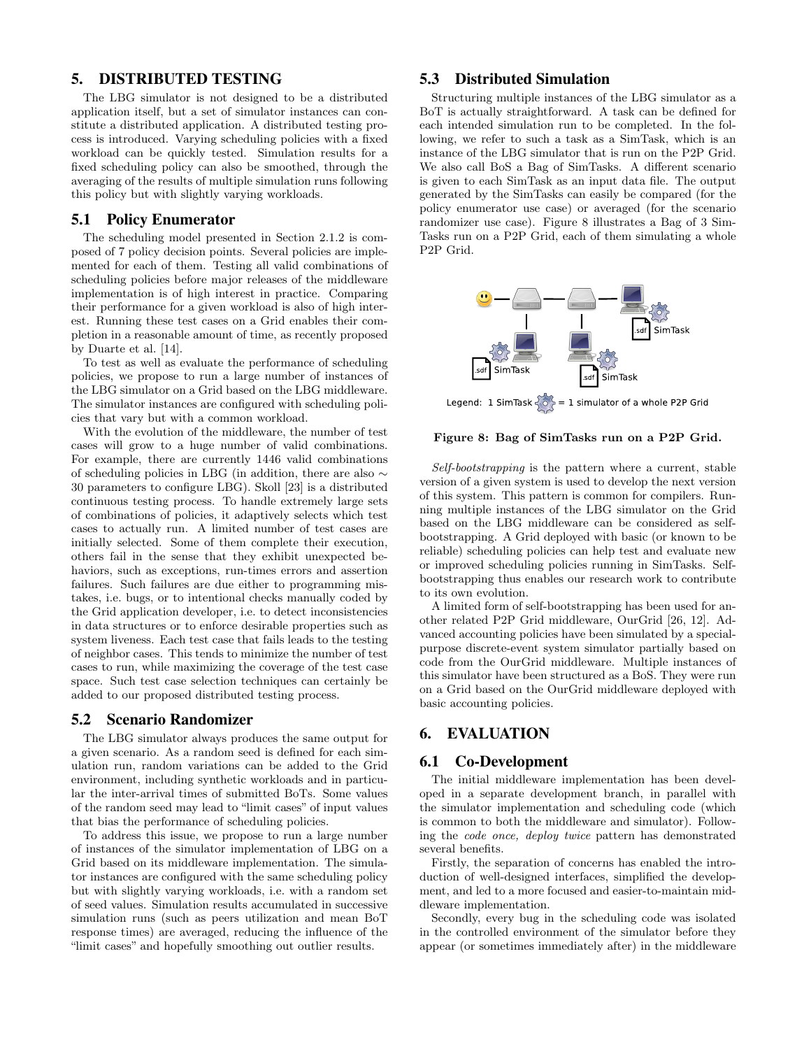## 5. DISTRIBUTED TESTING

The LBG simulator is not designed to be a distributed application itself, but a set of simulator instances can constitute a distributed application. A distributed testing process is introduced. Varying scheduling policies with a fixed workload can be quickly tested. Simulation results for a fixed scheduling policy can also be smoothed, through the averaging of the results of multiple simulation runs following this policy but with slightly varying workloads.

### 5.1 Policy Enumerator

The scheduling model presented in Section 2.1.2 is composed of 7 policy decision points. Several policies are implemented for each of them. Testing all valid combinations of scheduling policies before major releases of the middleware implementation is of high interest in practice. Comparing their performance for a given workload is also of high interest. Running these test cases on a Grid enables their completion in a reasonable amount of time, as recently proposed by Duarte et al. [14].

To test as well as evaluate the performance of scheduling policies, we propose to run a large number of instances of the LBG simulator on a Grid based on the LBG middleware. The simulator instances are configured with scheduling policies that vary but with a common workload.

With the evolution of the middleware, the number of test cases will grow to a huge number of valid combinations. For example, there are currently 1446 valid combinations of scheduling policies in LBG (in addition, there are also $\sim$ 30 parameters to configure LBG). Skoll [23] is a distributed continuous testing process. To handle extremely large sets of combinations of policies, it adaptively selects which test cases to actually run. A limited number of test cases are initially selected. Some of them complete their execution, others fail in the sense that they exhibit unexpected behaviors, such as exceptions, run-times errors and assertion failures. Such failures are due either to programming mistakes, i.e. bugs, or to intentional checks manually coded by the Grid application developer, i.e. to detect inconsistencies in data structures or to enforce desirable properties such as system liveness. Each test case that fails leads to the testing of neighbor cases. This tends to minimize the number of test cases to run, while maximizing the coverage of the test case space. Such test case selection techniques can certainly be added to our proposed distributed testing process.

### 5.2 Scenario Randomizer

The LBG simulator always produces the same output for a given scenario. As a random seed is defined for each simulation run, random variations can be added to the Grid environment, including synthetic workloads and in particular the inter-arrival times of submitted BoTs. Some values of the random seed may lead to "limit cases" of input values that bias the performance of scheduling policies.

To address this issue, we propose to run a large number of instances of the simulator implementation of LBG on a Grid based on its middleware implementation. The simulator instances are configured with the same scheduling policy but with slightly varying workloads, i.e. with a random set of seed values. Simulation results accumulated in successive simulation runs (such as peers utilization and mean BoT response times) are averaged, reducing the influence of the "limit cases" and hopefully smoothing out outlier results.

### 5.3 Distributed Simulation

Structuring multiple instances of the LBG simulator as a BoT is actually straightforward. A task can be defined for each intended simulation run to be completed. In the following, we refer to such a task as a SimTask, which is an instance of the LBG simulator that is run on the P2P Grid. We also call BoS a Bag of SimTasks. A different scenario is given to each SimTask as an input data file. The output generated by the SimTasks can easily be compared (for the policy enumerator use case) or averaged (for the scenario randomizer use case). Figure 8 illustrates a Bag of 3 SimTasks run on a P2P Grid, each of them simulating a whole P2P Grid.

**Figure 8: Bag of SimTasks run on a P2P Grid.**

*Self-bootstrapping* is the pattern where a current, stable version of a given system is used to develop the next version of this system. This pattern is common for compilers. Running multiple instances of the LBG simulator on the Grid based on the LBG middleware can be considered as self-bootstrapping. A Grid deployed with basic (or known to be reliable) scheduling policies can help test and evaluate new or improved scheduling policies running in SimTasks. Self-bootstrapping thus enables our research work to contribute to its own evolution.

A limited form of self-bootstrapping has been used for another related P2P Grid middleware, OurGrid [26, 12]. Advanced accounting policies have been simulated by a special-purpose discrete-event system simulator partially based on code from the OurGrid middleware. Multiple instances of this simulator have been structured as a BoS. They were run on a Grid based on the OurGrid middleware deployed with basic accounting policies.

## 6. EVALUATION

### 6.1 Co-Development

The initial middleware implementation has been developed in a separate development branch, in parallel with the simulator implementation and scheduling code (which is common to both the middleware and simulator). Following the *code once, deploy twice* pattern has demonstrated several benefits.

Firstly, the separation of concerns has enabled the introduction of well-designed interfaces, simplified the development, and led to a more focused and easier-to-maintain middleware implementation.

Secondly, every bug in the scheduling code was isolated in the controlled environment of the simulator before they appear (or sometimes immediately after) in the middleware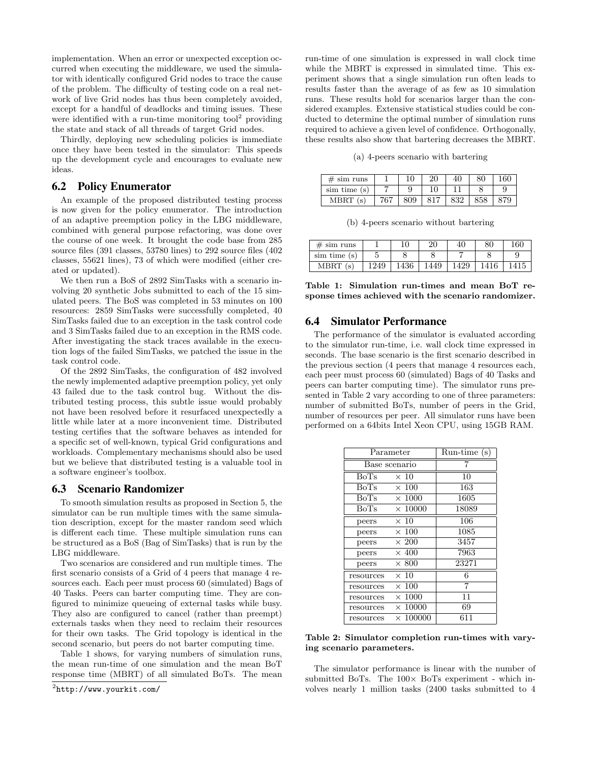implementation. When an error or unexpected exception occurred when executing the middleware, we used the simulator with identically configured Grid nodes to trace the cause of the problem. The difficulty of testing code on a real network of live Grid nodes has thus been completely avoided, except for a handful of deadlocks and timing issues. These were identified with a run-time monitoring tool[2] providing the state and stack of all threads of target Grid nodes.

Thirdly, deploying new scheduling policies is immediate once they have been tested in the simulator: This speeds up the development cycle and encourages to evaluate new ideas.

## 6.2 Policy Enumerator

An example of the proposed distributed testing process is now given for the policy enumerator. The introduction of an adaptive preemption policy in the LBG middleware, combined with general purpose refactoring, was done over the course of one week. It brought the code base from 285 source files (391 classes, 53780 lines) to 292 source files (402 classes, 55621 lines), 73 of which were modified (either created or updated).

We then run a BoS of 2892 SimTasks with a scenario involving 20 synthetic Jobs submitted to each of the 15 simulated peers. The BoS was completed in 53 minutes on 100 resources: 2859 SimTasks were successfully completed, 40 SimTasks failed due to an exception in the task control code and 3 SimTasks failed due to an exception in the RMS code. After investigating the stack traces available in the execution logs of the failed SimTasks, we patched the issue in the task control code.

Of the 2892 SimTasks, the configuration of 482 involved the newly implemented adaptive preemption policy, yet only 43 failed due to the task control bug. Without the distributed testing process, this subtle issue would probably not have been resolved before it resurfaced unexpectedly a little while later at a more inconvenient time. Distributed testing certifies that the software behaves as intended for a specific set of well-known, typical Grid configurations and workloads. Complementary mechanisms should also be used but we believe that distributed testing is a valuable tool in a software engineer's toolbox.

## 6.3 Scenario Randomizer

To smooth simulation results as proposed in Section 5, the simulator can be run multiple times with the same simulation description, except for the master random seed which is different each time. These multiple simulation runs can be structured as a BoS (Bag of SimTasks) that is run by the LBG middleware.

Two scenarios are considered and run multiple times. The first scenario consists of a Grid of 4 peers that manage 4 resources each. Each peer must process 60 (simulated) Bags of 40 Tasks. Peers can barter computing time. They are configured to minimize queueing of external tasks while busy. They also are configured to cancel (rather than preempt) externals tasks when they need to reclaim their resources for their own tasks. The Grid topology is identical in the second scenario, but peers do not barter computing time.

Table 1 shows, for varying numbers of simulation runs, the mean run-time of one simulation and the mean BoT response time (MBRT) of all simulated BoTs. The mean run-time of one simulation is expressed in wall clock time while the MBRT is expressed in simulated time. This experiment shows that a single simulation run often leads to results faster than the average of as few as 10 simulation runs. These results hold for scenarios larger than the considered examples. Extensive statistical studies could be conducted to determine the optimal number of simulation runs required to achieve a given level of confidence. Orthogonally, these results also show that bartering decreases the MBRT.

(a) 4-peers scenario with bartering

| # sim runs | 1 | 10 | 20 | 40 | 80 | 160 |
|---|---|---|---|---|---|---|
| sim time (s) | 7 | 9 | 10 | 11 | 8 | 9 |
| MBRT (s) | 767 | 809 | 817 | 832 | 858 | 879 |

(b) 4-peers scenario without bartering

| # sim runs | 1 | 10 | 20 | 40 | 80 | 160 |
|---|---|---|---|---|---|---|
| sim time (s) | 5 | 8 | 8 | 7 | 8 | 9 |
| MBRT (s) | 1249 | 1436 | 1449 | 1429 | 1416 | 1415 |

**Table 1: Simulation run-times and mean BoT response times achieved with the scenario randomizer.**

## 6.4 Simulator Performance

The performance of the simulator is evaluated according to the simulator run-time, i.e. wall clock time expressed in seconds. The base scenario is the first scenario described in the previous section (4 peers that manage 4 resources each, each peer must process 60 (simulated) Bags of 40 Tasks and peers can barter computing time). The simulator runs presented in Table 2 vary according to one of three parameters: number of submitted BoTs, number of peers in the Grid, number of resources per peer. All simulator runs have been performed on a 64bits Intel Xeon CPU, using 15GB RAM.

| Parameter | | Run-time (s) |
|---|---|---|
| Base scenario | | 7 |
| BoTs | × 10 | 10 |
| BoTs | × 100 | 163 |
| BoTs | × 1000 | 1605 |
| BoTs | × 10000 | 18089 |
| peers | × 10 | 106 |
| peers | × 100 | 1085 |
| peers | × 200 | 3457 |
| peers | × 400 | 7963 |
| peers | × 800 | 23271 |
| resources | × 10 | 6 |
| resources | × 100 | 7 |
| resources | × 1000 | 11 |
| resources | × 10000 | 69 |
| resources | × 100000 | 611 |

**Table 2: Simulator completion run-times with varying scenario parameters.**

The simulator performance is linear with the number of submitted BoTs. The 100× BoTs experiment - which involves nearly 1 million tasks (2400 tasks submitted to 4

[2] http://www.yourkit.com/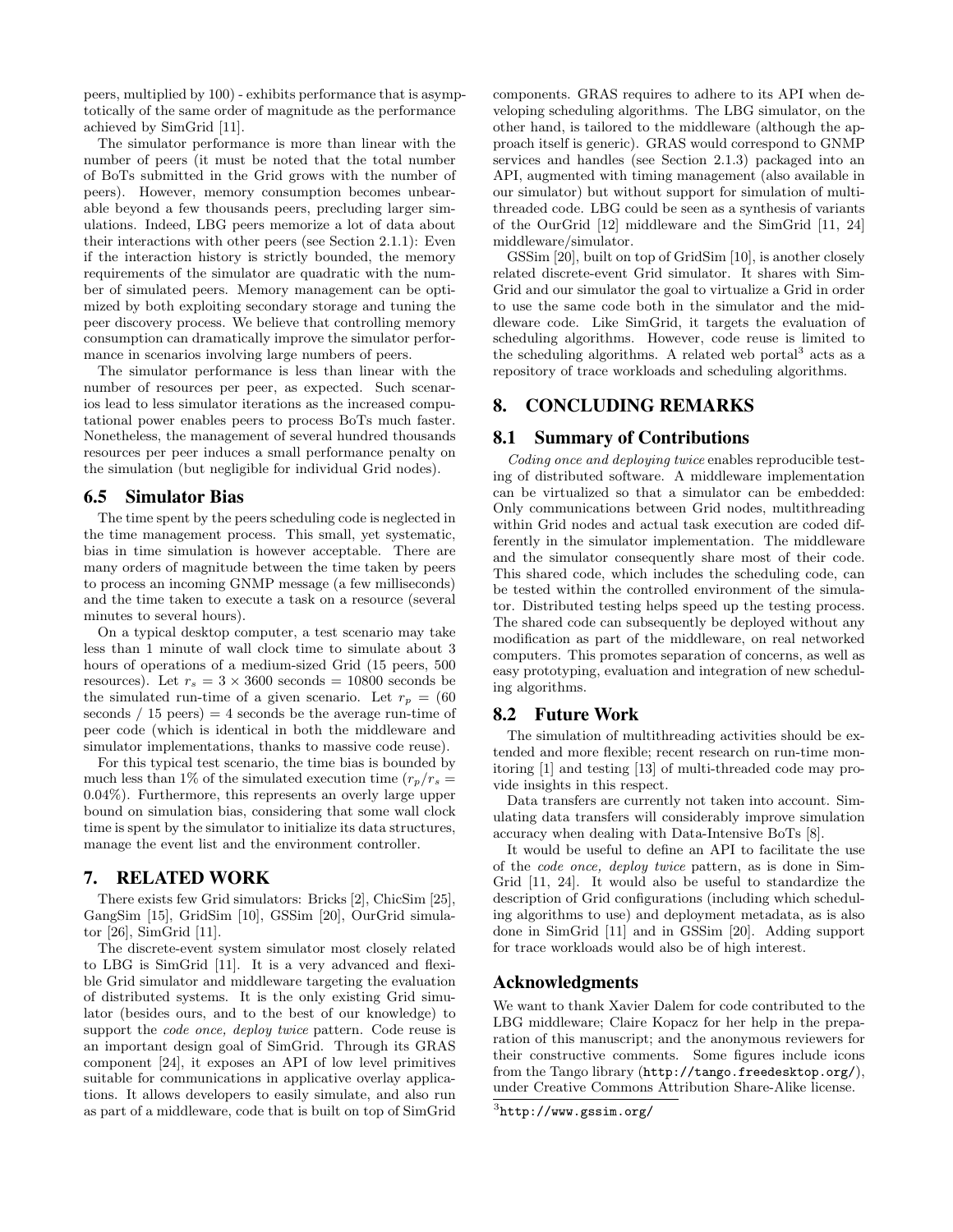peers, multiplied by 100) - exhibits performance that is asymptotically of the same order of magnitude as the performance achieved by SimGrid [11].

The simulator performance is more than linear with the number of peers (it must be noted that the total number of BoTs submitted in the Grid grows with the number of peers). However, memory consumption becomes unbearable beyond a few thousands peers, precluding larger simulations. Indeed, LBG peers memorize a lot of data about their interactions with other peers (see Section 2.1.1): Even if the interaction history is strictly bounded, the memory requirements of the simulator are quadratic with the number of simulated peers. Memory management can be optimized by both exploiting secondary storage and tuning the peer discovery process. We believe that controlling memory consumption can dramatically improve the simulator performance in scenarios involving large numbers of peers.

The simulator performance is less than linear with the number of resources per peer, as expected. Such scenarios lead to less simulator iterations as the increased computational power enables peers to process BoTs much faster. Nonetheless, the management of several hundred thousands resources per peer induces a small performance penalty on the simulation (but negligible for individual Grid nodes).

## 6.5 Simulator Bias

The time spent by the peers scheduling code is neglected in the time management process. This small, yet systematic, bias in time simulation is however acceptable. There are many orders of magnitude between the time taken by peers to process an incoming GNMP message (a few milliseconds) and the time taken to execute a task on a resource (several minutes to several hours).

On a typical desktop computer, a test scenario may take less than 1 minute of wall clock time to simulate about 3 hours of operations of a medium-sized Grid (15 peers, 500 resources). Let $r_s = 3 \times 3600$ seconds $= 10800$ seconds be the simulated run-time of a given scenario. Let $r_p = (60$ seconds $/$ 15 peers$) = 4$ seconds be the average run-time of peer code (which is identical in both the middleware and simulator implementations, thanks to massive code reuse).

For this typical test scenario, the time bias is bounded by much less than 1% of the simulated execution time ($r_p/r_s = 0.04\%$). Furthermore, this represents an overly large upper bound on simulation bias, considering that some wall clock time is spent by the simulator to initialize its data structures, manage the event list and the environment controller.

# 7. RELATED WORK

There exists few Grid simulators: Bricks [2], ChicSim [25], GangSim [15], GridSim [10], GSSim [20], OurGrid simulator [26], SimGrid [11].

The discrete-event system simulator most closely related to LBG is SimGrid [11]. It is a very advanced and flexible Grid simulator and middleware targeting the evaluation of distributed systems. It is the only existing Grid simulator (besides ours, and to the best of our knowledge) to support the *code once, deploy twice* pattern. Code reuse is an important design goal of SimGrid. Through its GRAS component [24], it exposes an API of low level primitives suitable for communications in applicative overlay applications. It allows developers to easily simulate, and also run as part of a middleware, code that is built on top of SimGrid components. GRAS requires to adhere to its API when developing scheduling algorithms. The LBG simulator, on the other hand, is tailored to the middleware (although the approach itself is generic). GRAS would correspond to GNMP services and handles (see Section 2.1.3) packaged into an API, augmented with timing management (also available in our simulator) but without support for simulation of multithreaded code. LBG could be seen as a synthesis of variants of the OurGrid [12] middleware and the SimGrid [11, 24] middleware/simulator.

GSSim [20], built on top of GridSim [10], is another closely related discrete-event Grid simulator. It shares with SimGrid and our simulator the goal to virtualize a Grid in order to use the same code both in the simulator and the middleware code. Like SimGrid, it targets the evaluation of scheduling algorithms. However, code reuse is limited to the scheduling algorithms. A related web portal[3] acts as a repository of trace workloads and scheduling algorithms.

# 8. CONCLUDING REMARKS

## 8.1 Summary of Contributions

*Coding once and deploying twice* enables reproducible testing of distributed software. A middleware implementation can be virtualized so that a simulator can be embedded: Only communications between Grid nodes, multithreading within Grid nodes and actual task execution are coded differently in the simulator implementation. The middleware and the simulator consequently share most of their code. This shared code, which includes the scheduling code, can be tested within the controlled environment of the simulator. Distributed testing helps speed up the testing process. The shared code can subsequently be deployed without any modification as part of the middleware, on real networked computers. This promotes separation of concerns, as well as easy prototyping, evaluation and integration of new scheduling algorithms.

## 8.2 Future Work

The simulation of multithreading activities should be extended and more flexible; recent research on run-time monitoring [1] and testing [13] of multi-threaded code may provide insights in this respect.

Data transfers are currently not taken into account. Simulating data transfers will considerably improve simulation accuracy when dealing with Data-Intensive BoTs [8].

It would be useful to define an API to facilitate the use of the *code once, deploy twice* pattern, as is done in SimGrid [11, 24]. It would also be useful to standardize the description of Grid configurations (including which scheduling algorithms to use) and deployment metadata, as is also done in SimGrid [11] and in GSSim [20]. Adding support for trace workloads would also be of high interest.

## Acknowledgments

We want to thank Xavier Dalem for code contributed to the LBG middleware; Claire Kopacz for her help in the preparation of this manuscript; and the anonymous reviewers for their constructive comments. Some figures include icons from the Tango library (`http://tango.freedesktop.org/`), under Creative Commons Attribution Share-Alike license.

[3] `http://www.gssim.org/`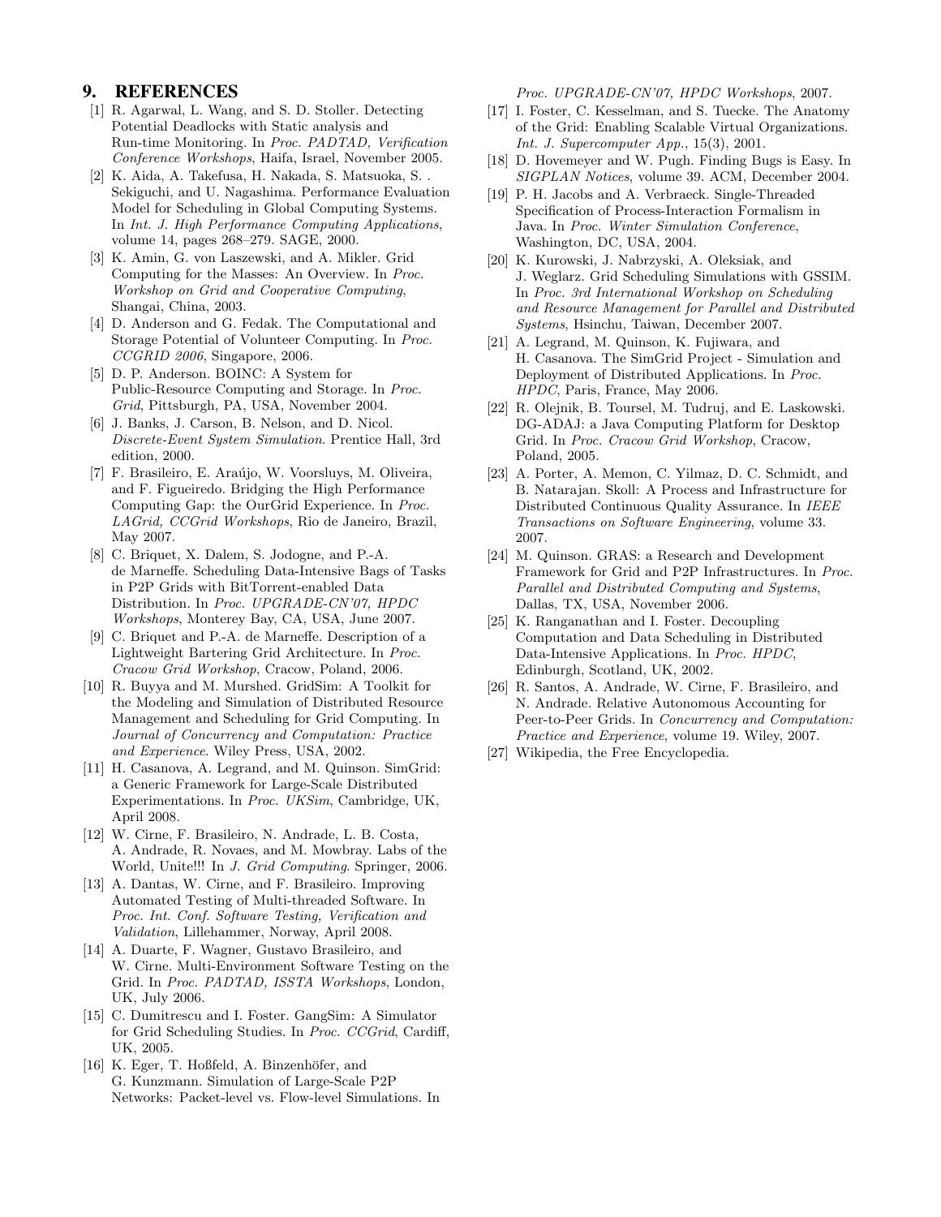## 9. REFERENCES

[1] R. Agarwal, L. Wang, and S. D. Stoller. Detecting Potential Deadlocks with Static analysis and Run-time Monitoring. In *Proc. PADTAD, Verification Conference Workshops*, Haifa, Israel, November 2005.

[2] K. Aida, A. Takefusa, H. Nakada, S. Matsuoka, S. . Sekiguchi, and U. Nagashima. Performance Evaluation Model for Scheduling in Global Computing Systems. In *Int. J. High Performance Computing Applications*, volume 14, pages 268–279. SAGE, 2000.

[3] K. Amin, G. von Laszewski, and A. Mikler. Grid Computing for the Masses: An Overview. In *Proc. Workshop on Grid and Cooperative Computing*, Shangai, China, 2003.

[4] D. Anderson and G. Fedak. The Computational and Storage Potential of Volunteer Computing. In *Proc. CCGRID 2006*, Singapore, 2006.

[5] D. P. Anderson. BOINC: A System for Public-Resource Computing and Storage. In *Proc. Grid*, Pittsburgh, PA, USA, November 2004.

[6] J. Banks, J. Carson, B. Nelson, and D. Nicol. *Discrete-Event System Simulation*. Prentice Hall, 3rd edition, 2000.

[7] F. Brasileiro, E. Araújo, W. Voorsluys, M. Oliveira, and F. Figueiredo. Bridging the High Performance Computing Gap: the OurGrid Experience. In *Proc. LAGrid, CCGrid Workshops*, Rio de Janeiro, Brazil, May 2007.

[8] C. Briquet, X. Dalem, S. Jodogne, and P.-A. de Marneffe. Scheduling Data-Intensive Bags of Tasks in P2P Grids with BitTorrent-enabled Data Distribution. In *Proc. UPGRADE-CN'07, HPDC Workshops*, Monterey Bay, CA, USA, June 2007.

[9] C. Briquet and P.-A. de Marneffe. Description of a Lightweight Bartering Grid Architecture. In *Proc. Cracow Grid Workshop*, Cracow, Poland, 2006.

[10] R. Buyya and M. Murshed. GridSim: A Toolkit for the Modeling and Simulation of Distributed Resource Management and Scheduling for Grid Computing. In *Journal of Concurrency and Computation: Practice and Experience*. Wiley Press, USA, 2002.

[11] H. Casanova, A. Legrand, and M. Quinson. SimGrid: a Generic Framework for Large-Scale Distributed Experimentations. In *Proc. UKSim*, Cambridge, UK, April 2008.

[12] W. Cirne, F. Brasileiro, N. Andrade, L. B. Costa, A. Andrade, R. Novaes, and M. Mowbray. Labs of the World, Unite!!! In *J. Grid Computing*. Springer, 2006.

[13] A. Dantas, W. Cirne, and F. Brasileiro. Improving Automated Testing of Multi-threaded Software. In *Proc. Int. Conf. Software Testing, Verification and Validation*, Lillehammer, Norway, April 2008.

[14] A. Duarte, F. Wagner, Gustavo Brasileiro, and W. Cirne. Multi-Environment Software Testing on the Grid. In *Proc. PADTAD, ISSTA Workshops*, London, UK, July 2006.

[15] C. Dumitrescu and I. Foster. GangSim: A Simulator for Grid Scheduling Studies. In *Proc. CCGrid*, Cardiff, UK, 2005.

[16] K. Eger, T. Hoßfeld, A. Binzenhöfer, and G. Kunzmann. Simulation of Large-Scale P2P Networks: Packet-level vs. Flow-level Simulations. In *Proc. UPGRADE-CN'07, HPDC Workshops*, 2007.

[17] I. Foster, C. Kesselman, and S. Tuecke. The Anatomy of the Grid: Enabling Scalable Virtual Organizations. *Int. J. Supercomputer App.*, 15(3), 2001.

[18] D. Hovemeyer and W. Pugh. Finding Bugs is Easy. In *SIGPLAN Notices*, volume 39. ACM, December 2004.

[19] P. H. Jacobs and A. Verbraeck. Single-Threaded Specification of Process-Interaction Formalism in Java. In *Proc. Winter Simulation Conference*, Washington, DC, USA, 2004.

[20] K. Kurowski, J. Nabrzyski, A. Oleksiak, and J. Weglarz. Grid Scheduling Simulations with GSSIM. In *Proc. 3rd International Workshop on Scheduling and Resource Management for Parallel and Distributed Systems*, Hsinchu, Taiwan, December 2007.

[21] A. Legrand, M. Quinson, K. Fujiwara, and H. Casanova. The SimGrid Project - Simulation and Deployment of Distributed Applications. In *Proc. HPDC*, Paris, France, May 2006.

[22] R. Olejnik, B. Toursel, M. Tudruj, and E. Laskowski. DG-ADAJ: a Java Computing Platform for Desktop Grid. In *Proc. Cracow Grid Workshop*, Cracow, Poland, 2005.

[23] A. Porter, A. Memon, C. Yilmaz, D. C. Schmidt, and B. Natarajan. Skoll: A Process and Infrastructure for Distributed Continuous Quality Assurance. In *IEEE Transactions on Software Engineering*, volume 33. 2007.

[24] M. Quinson. GRAS: a Research and Development Framework for Grid and P2P Infrastructures. In *Proc. Parallel and Distributed Computing and Systems*, Dallas, TX, USA, November 2006.

[25] K. Ranganathan and I. Foster. Decoupling Computation and Data Scheduling in Distributed Data-Intensive Applications. In *Proc. HPDC*, Edinburgh, Scotland, UK, 2002.

[26] R. Santos, A. Andrade, W. Cirne, F. Brasileiro, and N. Andrade. Relative Autonomous Accounting for Peer-to-Peer Grids. In *Concurrency and Computation: Practice and Experience*, volume 19. Wiley, 2007.

[27] Wikipedia, the Free Encyclopedia.